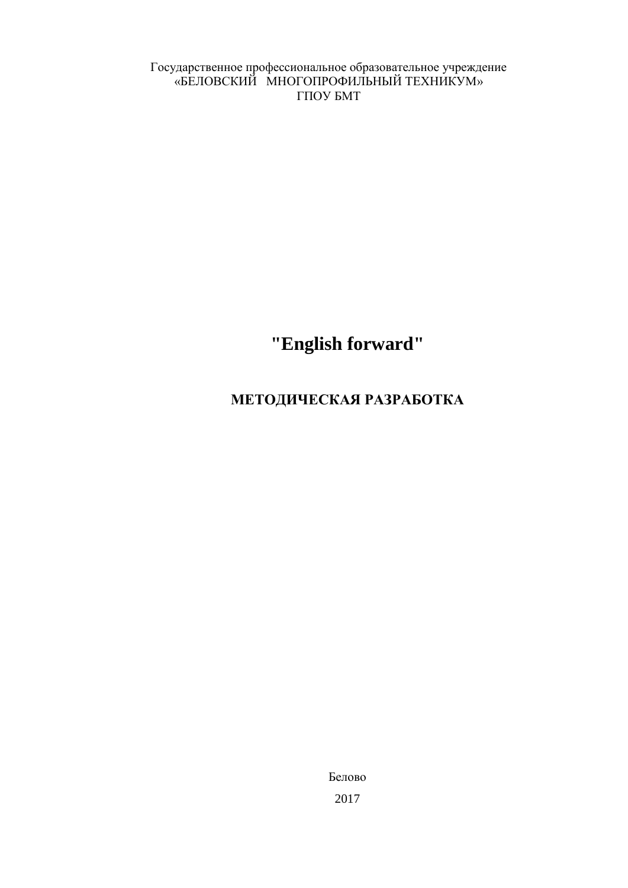Государственное профессиональное образовательное учреждение
«БЕЛОВСКИЙ МНОГОПРОФИЛЬНЫЙ ТЕХНИКУМ»
ГПОУ БМТ

# "English forward"

## МЕТОДИЧЕСКАЯ РАЗРАБОТКА

Белово

2017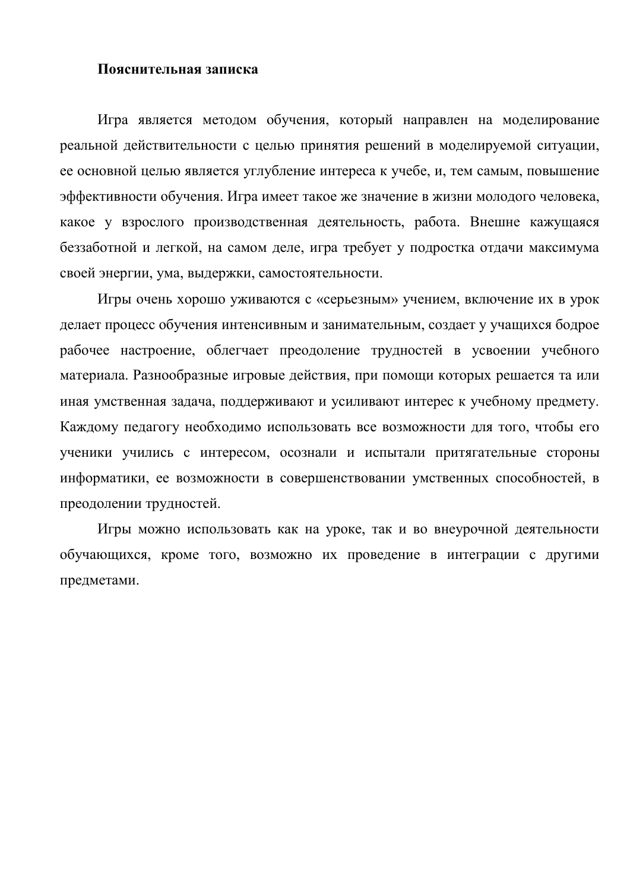## Пояснительная записка

Игра является методом обучения, который направлен на моделирование реальной действительности с целью принятия решений в моделируемой ситуации, ее основной целью является углубление интереса к учебе, и, тем самым, повышение эффективности обучения. Игра имеет такое же значение в жизни молодого человека, какое у взрослого производственная деятельность, работа. Внешне кажущаяся беззаботной и легкой, на самом деле, игра требует у подростка отдачи максимума своей энергии, ума, выдержки, самостоятельности.

Игры очень хорошо уживаются с «серьезным» учением, включение их в урок делает процесс обучения интенсивным и занимательным, создает у учащихся бодрое рабочее настроение, облегчает преодоление трудностей в усвоении учебного материала. Разнообразные игровые действия, при помощи которых решается та или иная умственная задача, поддерживают и усиливают интерес к учебному предмету. Каждому педагогу необходимо использовать все возможности для того, чтобы его ученики учились с интересом, осознали и испытали притягательные стороны информатики, ее возможности в совершенствовании умственных способностей, в преодолении трудностей.

Игры можно использовать как на уроке, так и во внеурочной деятельности обучающихся, кроме того, возможно их проведение в интеграции с другими предметами.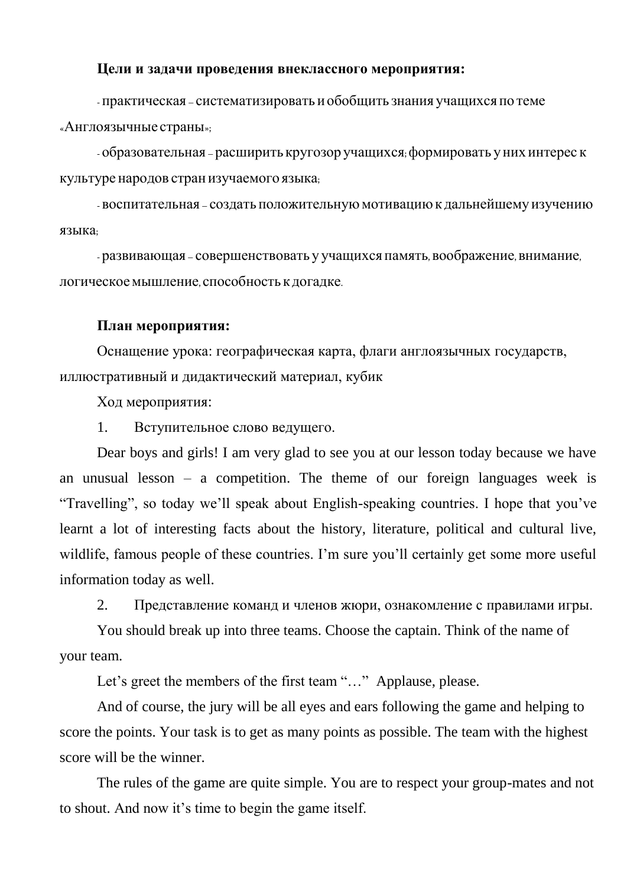**Цели и задачи проведения внеклассного мероприятия:**

- практическая – систематизировать и обобщить знания учащихся по теме «Англоязычные страны»;

- образовательная – расширить кругозор учащихся; формировать у них интерес к культуре народов стран изучаемого языка;

- воспитательная – создать положительную мотивацию к дальнейшему изучению языка;

- развивающая – совершенствовать у учащихся память, воображение, внимание, логическое мышление, способность к догадке.

**План мероприятия:**

Оснащение урока: географическая карта, флаги англоязычных государств, иллюстративный и дидактический материал, кубик

Ход мероприятия:

1. Вступительное слово ведущего.

Dear boys and girls! I am very glad to see you at our lesson today because we have an unusual lesson – a competition. The theme of our foreign languages week is "Travelling", so today we'll speak about English-speaking countries. I hope that you've learnt a lot of interesting facts about the history, literature, political and cultural live, wildlife, famous people of these countries. I'm sure you'll certainly get some more useful information today as well.

2. Представление команд и членов жюри, ознакомление с правилами игры.

You should break up into three teams. Choose the captain. Think of the name of your team.

Let's greet the members of the first team "…" Applause, please.

And of course, the jury will be all eyes and ears following the game and helping to score the points. Your task is to get as many points as possible. The team with the highest score will be the winner.

The rules of the game are quite simple. You are to respect your group-mates and not to shout. And now it's time to begin the game itself.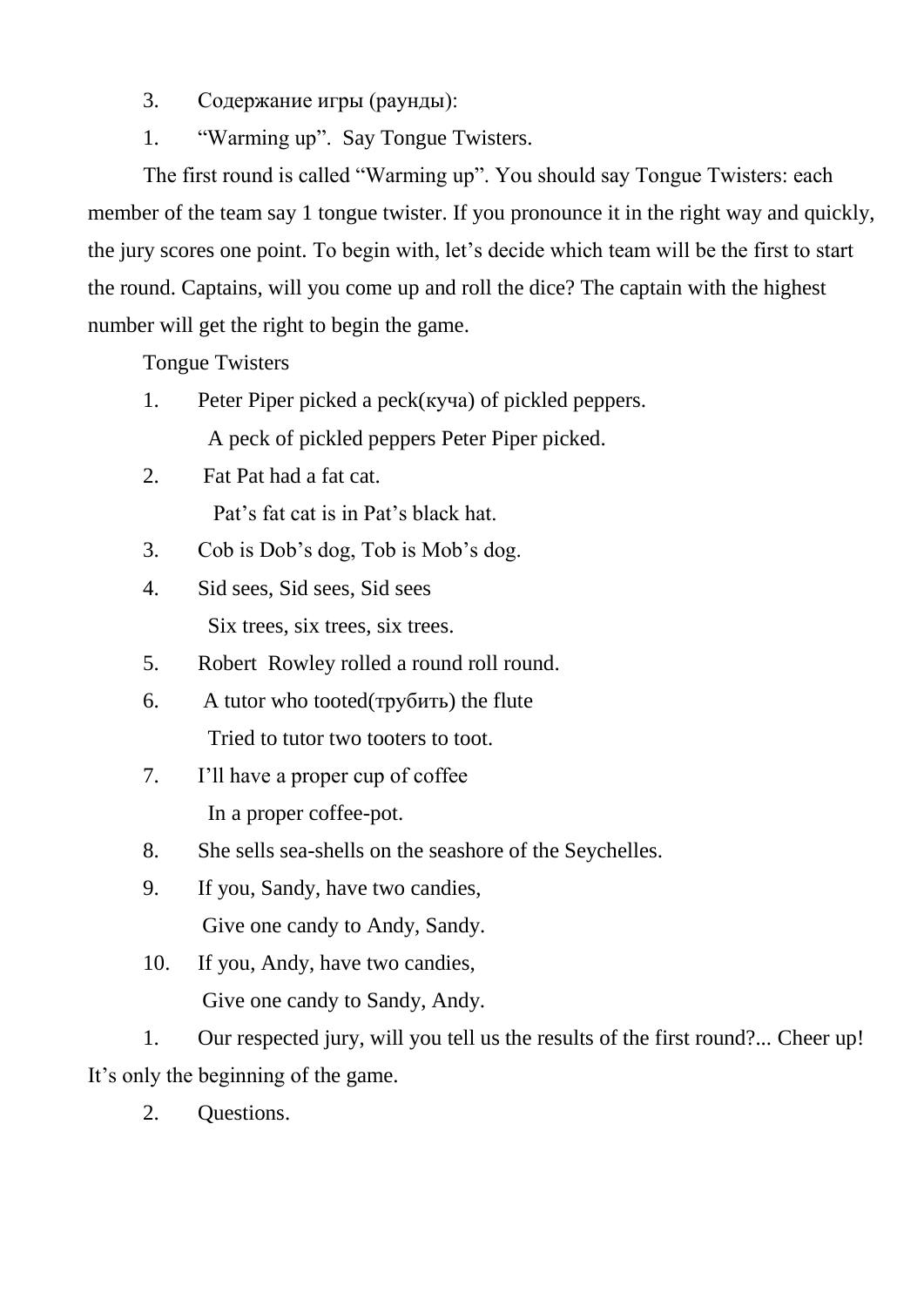3. Содержание игры (раунды):

1. “Warming up”. Say Tongue Twisters.

The first round is called “Warming up”. You should say Tongue Twisters: each member of the team say 1 tongue twister. If you pronounce it in the right way and quickly, the jury scores one point. To begin with, let’s decide which team will be the first to start the round. Captains, will you come up and roll the dice? The captain with the highest number will get the right to begin the game.

Tongue Twisters

1. Peter Piper picked a peck(куча) of pickled peppers.
   A peck of pickled peppers Peter Piper picked.
2. Fat Pat had a fat cat.
   Pat’s fat cat is in Pat’s black hat.
3. Cob is Dob’s dog, Tob is Mob’s dog.
4. Sid sees, Sid sees, Sid sees
   Six trees, six trees, six trees.
5. Robert Rowley rolled a round roll round.
6. A tutor who tooted(трубить) the flute
   Tried to tutor two tooters to toot.
7. I’ll have a proper cup of coffee
   In a proper coffee-pot.
8. She sells sea-shells on the seashore of the Seychelles.
9. If you, Sandy, have two candies,
   Give one candy to Andy, Sandy.
10. If you, Andy, have two candies,
    Give one candy to Sandy, Andy.

1. Our respected jury, will you tell us the results of the first round?... Cheer up! It’s only the beginning of the game.

2. Questions.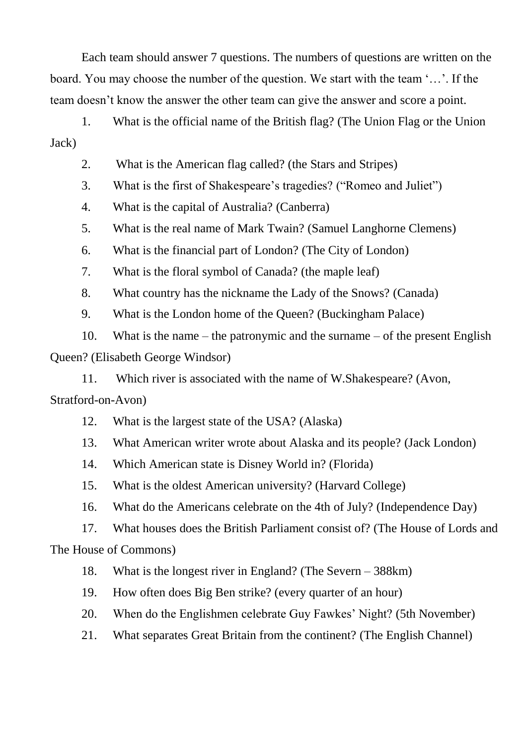Each team should answer 7 questions. The numbers of questions are written on the board. You may choose the number of the question. We start with the team '…'. If the team doesn't know the answer the other team can give the answer and score a point.

1. What is the official name of the British flag? (The Union Flag or the Union Jack)
2. What is the American flag called? (the Stars and Stripes)
3. What is the first of Shakespeare's tragedies? ("Romeo and Juliet")
4. What is the capital of Australia? (Canberra)
5. What is the real name of Mark Twain? (Samuel Langhorne Clemens)
6. What is the financial part of London? (The City of London)
7. What is the floral symbol of Canada? (the maple leaf)
8. What country has the nickname the Lady of the Snows? (Canada)
9. What is the London home of the Queen? (Buckingham Palace)
10. What is the name – the patronymic and the surname – of the present English Queen? (Elisabeth George Windsor)
11. Which river is associated with the name of W.Shakespeare? (Avon, Stratford-on-Avon)
12. What is the largest state of the USA? (Alaska)
13. What American writer wrote about Alaska and its people? (Jack London)
14. Which American state is Disney World in? (Florida)
15. What is the oldest American university? (Harvard College)
16. What do the Americans celebrate on the 4th of July? (Independence Day)
17. What houses does the British Parliament consist of? (The House of Lords and The House of Commons)
18. What is the longest river in England? (The Severn – 388km)
19. How often does Big Ben strike? (every quarter of an hour)
20. When do the Englishmen celebrate Guy Fawkes' Night? (5th November)
21. What separates Great Britain from the continent? (The English Channel)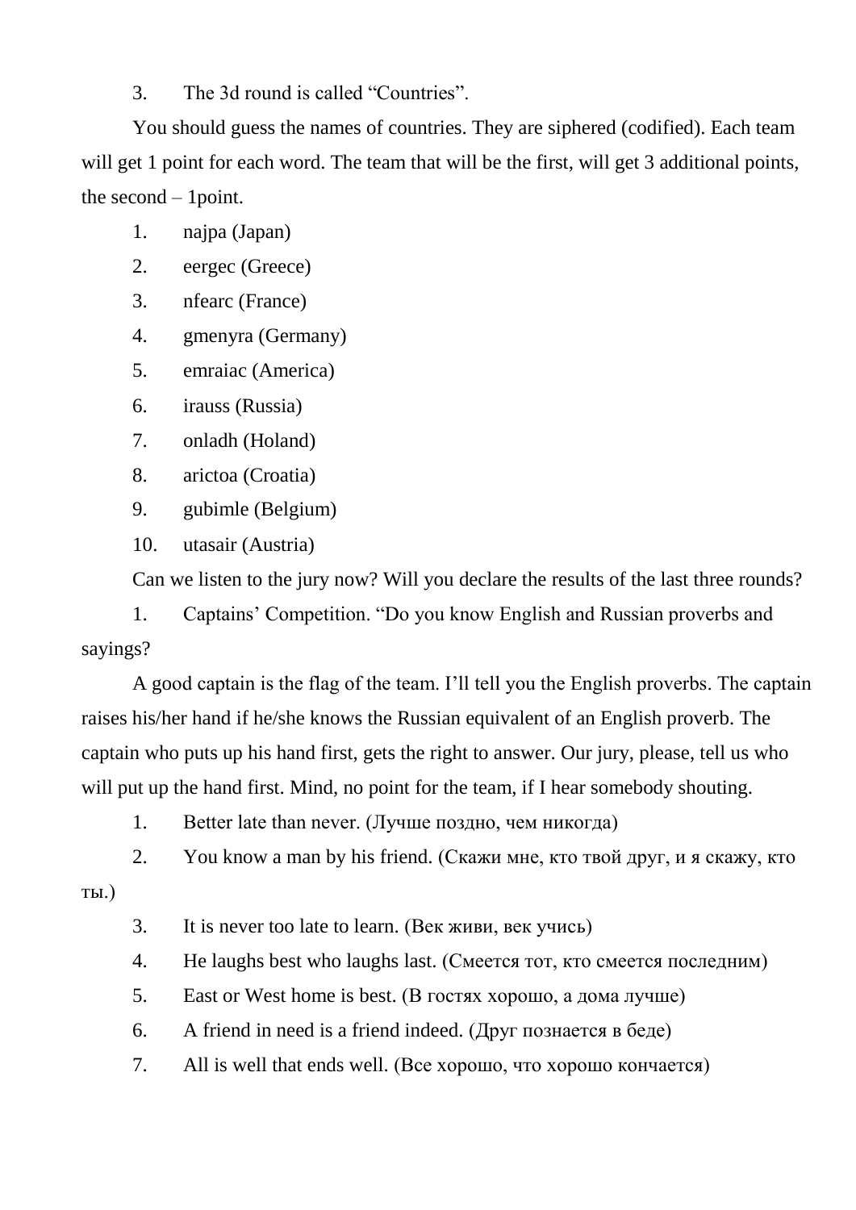3. The 3d round is called “Countries”.

You should guess the names of countries. They are siphered (codified). Each team will get 1 point for each word. The team that will be the first, will get 3 additional points, the second – 1point.

1. najpa (Japan)
2. eergec (Greece)
3. nfearc (France)
4. gmenyra (Germany)
5. emraiac (America)
6. irauss (Russia)
7. onladh (Holand)
8. arictoa (Croatia)
9. gubimle (Belgium)
10. utasair (Austria)

Can we listen to the jury now? Will you declare the results of the last three rounds?

1. Captains’ Competition. “Do you know English and Russian proverbs and sayings?

A good captain is the flag of the team. I’ll tell you the English proverbs. The captain raises his/her hand if he/she knows the Russian equivalent of an English proverb. The captain who puts up his hand first, gets the right to answer. Our jury, please, tell us who will put up the hand first. Mind, no point for the team, if I hear somebody shouting.

1. Better late than never. (Лучше поздно, чем никогда)
2. You know a man by his friend. (Скажи мне, кто твой друг, и я скажу, кто ты.)
3. It is never too late to learn. (Век живи, век учись)
4. He laughs best who laughs last. (Смеется тот, кто смеется последним)
5. East or West home is best. (В гостях хорошо, а дома лучше)
6. A friend in need is a friend indeed. (Друг познается в беде)
7. All is well that ends well. (Все хорошо, что хорошо кончается)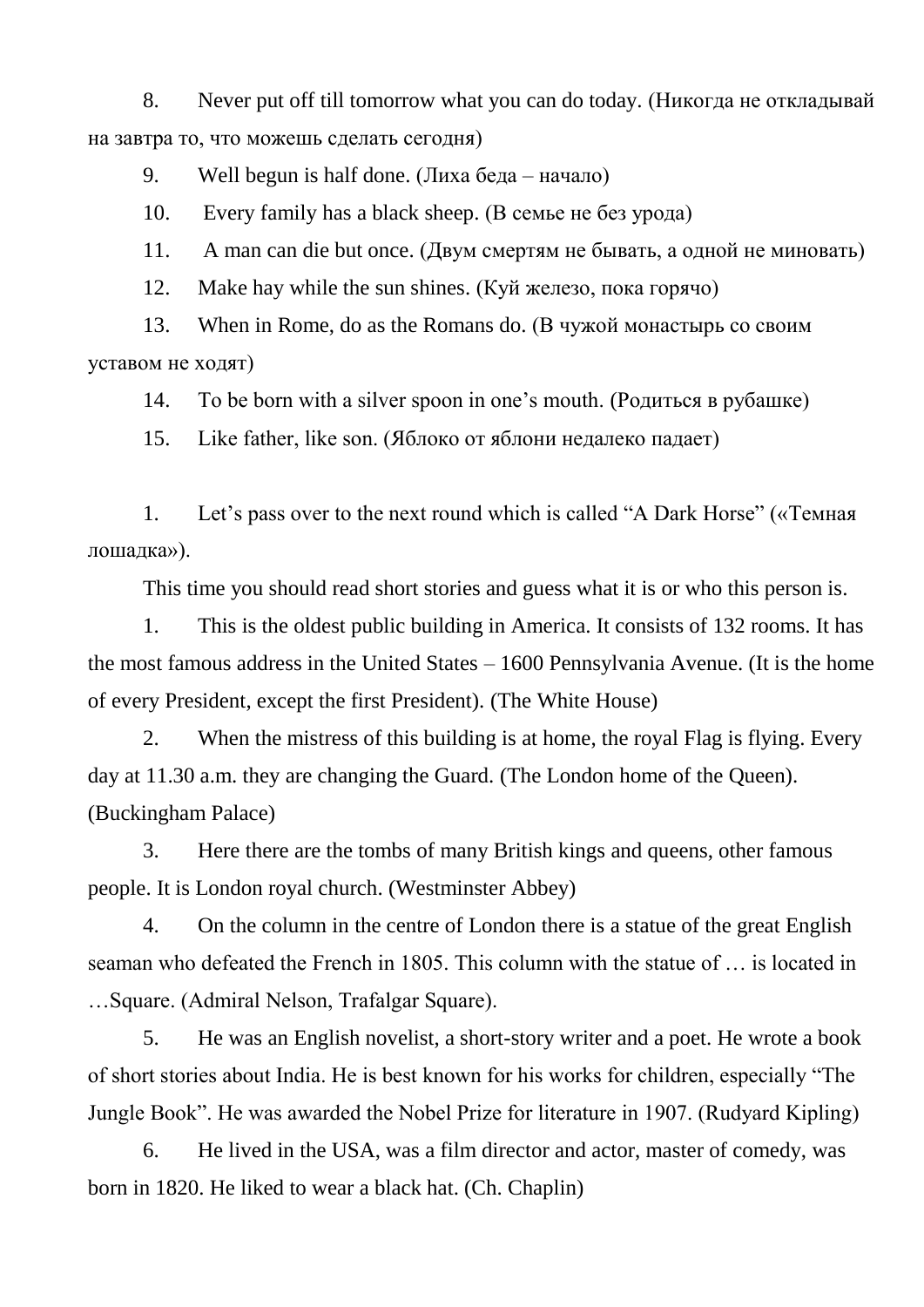8. Never put off till tomorrow what you can do today. (Никогда не откладывай на завтра то, что можешь сделать сегодня)

9. Well begun is half done. (Лиха беда – начало)

10. Every family has a black sheep. (В семье не без урода)

11. A man can die but once. (Двум смертям не бывать, а одной не миновать)

12. Make hay while the sun shines. (Куй железо, пока горячо)

13. When in Rome, do as the Romans do. (В чужой монастырь со своим уставом не ходят)

14. To be born with a silver spoon in one's mouth. (Родиться в рубашке)

15. Like father, like son. (Яблоко от яблони недалеко падает)

1. Let's pass over to the next round which is called "A Dark Horse" («Темная лошадка»).

This time you should read short stories and guess what it is or who this person is.

1. This is the oldest public building in America. It consists of 132 rooms. It has the most famous address in the United States – 1600 Pennsylvania Avenue. (It is the home of every President, except the first President). (The White House)

2. When the mistress of this building is at home, the royal Flag is flying. Every day at 11.30 a.m. they are changing the Guard. (The London home of the Queen). (Buckingham Palace)

3. Here there are the tombs of many British kings and queens, other famous people. It is London royal church. (Westminster Abbey)

4. On the column in the centre of London there is a statue of the great English seaman who defeated the French in 1805. This column with the statue of … is located in …Square. (Admiral Nelson, Trafalgar Square).

5. He was an English novelist, a short-story writer and a poet. He wrote a book of short stories about India. He is best known for his works for children, especially "The Jungle Book". He was awarded the Nobel Prize for literature in 1907. (Rudyard Kipling)

6. He lived in the USA, was a film director and actor, master of comedy, was born in 1820. He liked to wear a black hat. (Ch. Chaplin)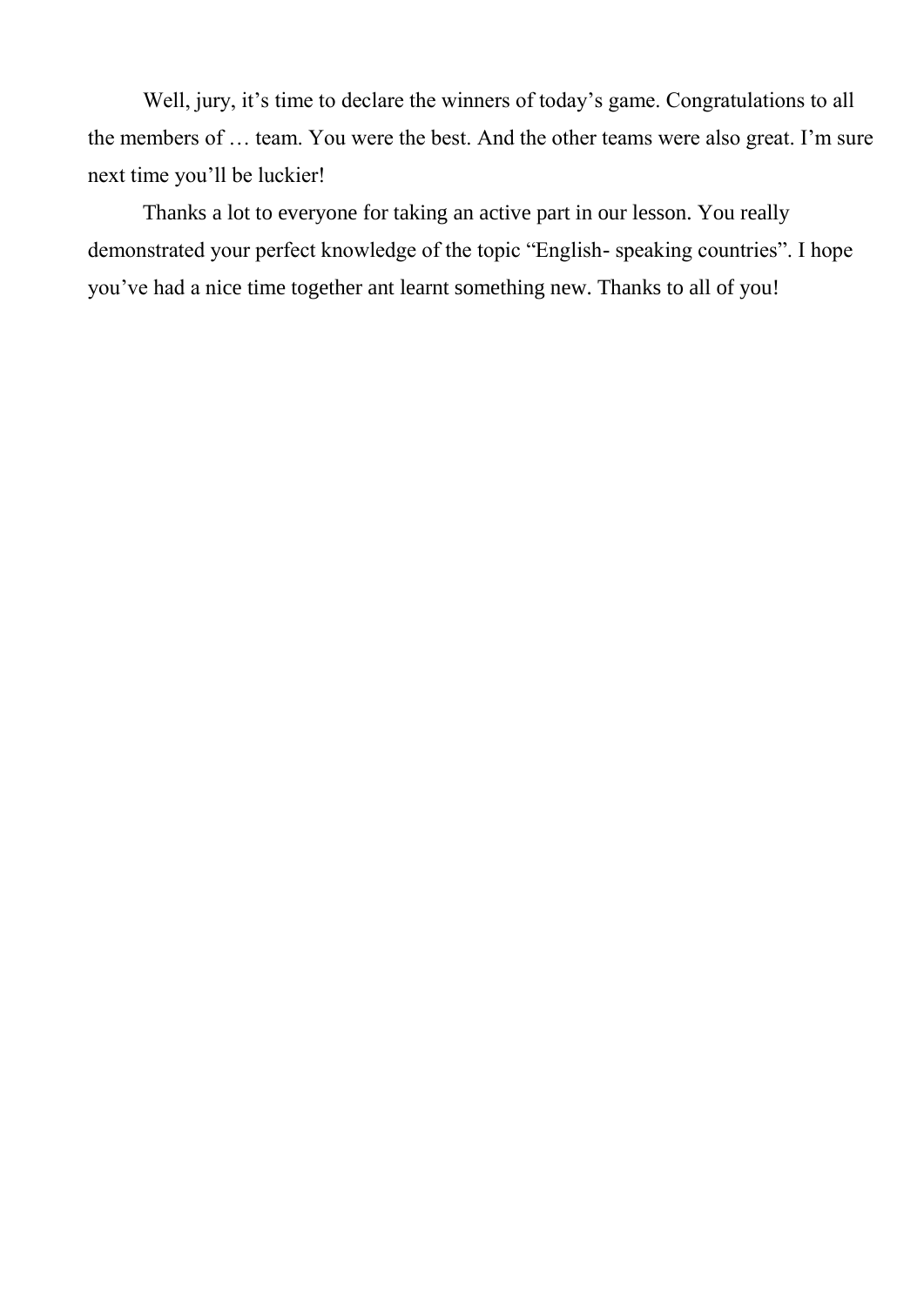Well, jury, it’s time to declare the winners of today’s game. Congratulations to all the members of … team. You were the best. And the other teams were also great. I’m sure next time you’ll be luckier!

Thanks a lot to everyone for taking an active part in our lesson. You really demonstrated your perfect knowledge of the topic “English- speaking countries”. I hope you’ve had a nice time together ant learnt something new. Thanks to all of you!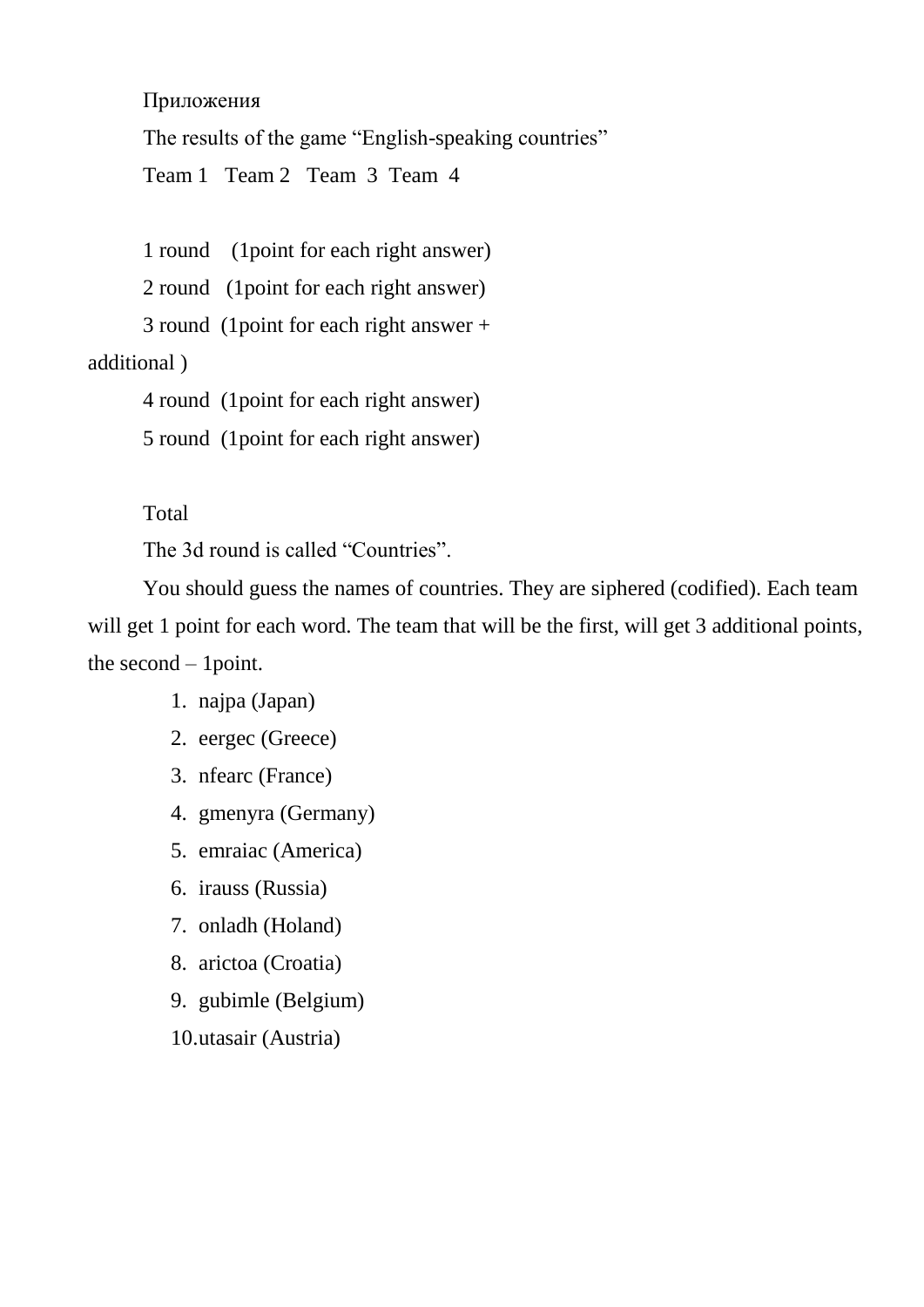Приложения

The results of the game “English-speaking countries”

| | Team 1 | Team 2 | Team 3 | Team 4 |
|---|---|---|---|---|
| 1 round (1point for each right answer) | | | | |
| 2 round (1point for each right answer) | | | | |
| 3 round (1point for each right answer + additional ) | | | | |
| 4 round (1point for each right answer) | | | | |
| 5 round (1point for each right answer) | | | | |
| Total | | | | |

The 3d round is called “Countries”.

You should guess the names of countries. They are siphered (codified). Each team will get 1 point for each word. The team that will be the first, will get 3 additional points, the second – 1point.

1. najpa (Japan)
2. eergec (Greece)
3. nfearc (France)
4. gmenyra (Germany)
5. emraiac (America)
6. irauss (Russia)
7. onladh (Holand)
8. arictoa (Croatia)
9. gubimle (Belgium)
10. utasair (Austria)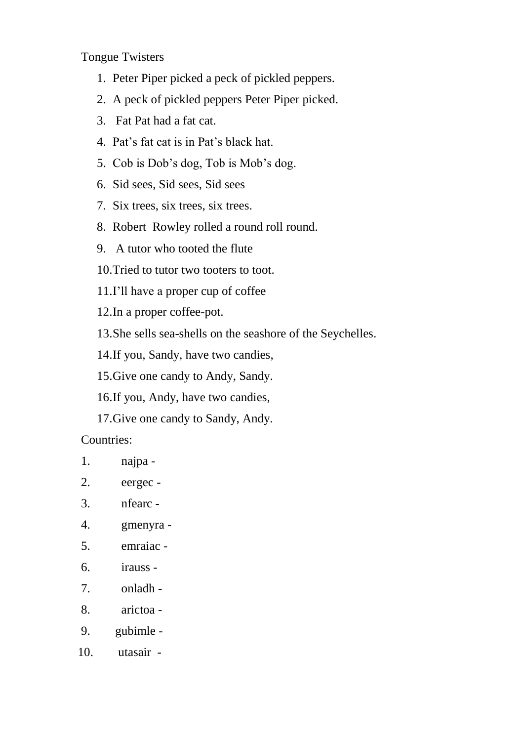Tongue Twisters

1. Peter Piper picked a peck of pickled peppers.
2. A peck of pickled peppers Peter Piper picked.
3. Fat Pat had a fat cat.
4. Pat's fat cat is in Pat's black hat.
5. Cob is Dob's dog, Tob is Mob's dog.
6. Sid sees, Sid sees, Sid sees
7. Six trees, six trees, six trees.
8. Robert Rowley rolled a round roll round.
9. A tutor who tooted the flute
10. Tried to tutor two tooters to toot.
11. I'll have a proper cup of coffee
12. In a proper coffee-pot.
13. She sells sea-shells on the seashore of the Seychelles.
14. If you, Sandy, have two candies,
15. Give one candy to Andy, Sandy.
16. If you, Andy, have two candies,
17. Give one candy to Sandy, Andy.

Countries:

1. najpa -
2. eergec -
3. nfearc -
4. gmenyra -
5. emraiac -
6. irauss -
7. onladh -
8. arictoa -
9. gubimle -
10. utasair -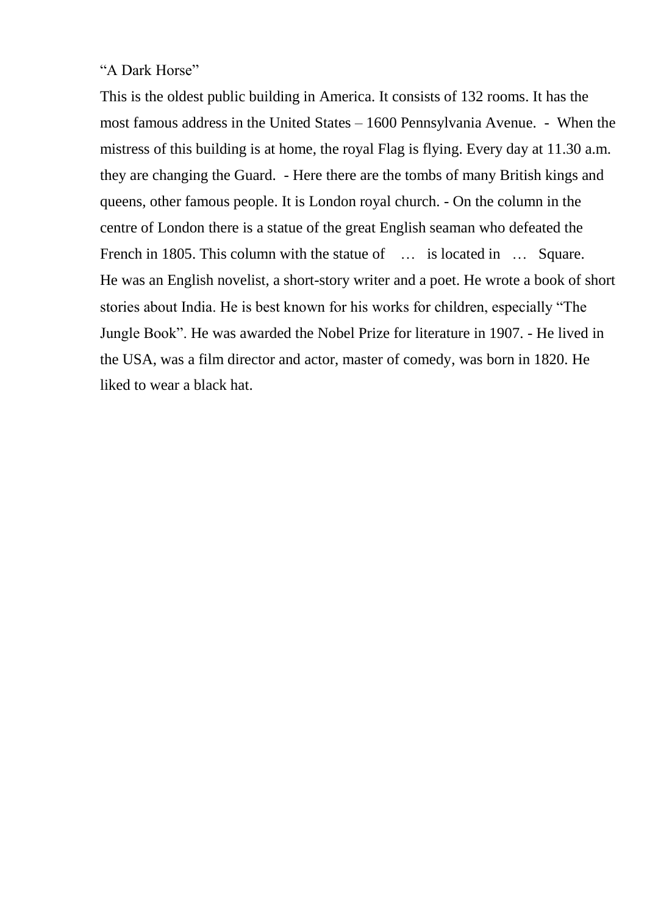"A Dark Horse"

This is the oldest public building in America. It consists of 132 rooms. It has the most famous address in the United States – 1600 Pennsylvania Avenue. - When the mistress of this building is at home, the royal Flag is flying. Every day at 11.30 a.m. they are changing the Guard. - Here there are the tombs of many British kings and queens, other famous people. It is London royal church. - On the column in the centre of London there is a statue of the great English seaman who defeated the French in 1805. This column with the statue of … is located in … Square.

He was an English novelist, a short-story writer and a poet. He wrote a book of short stories about India. He is best known for his works for children, especially "The Jungle Book". He was awarded the Nobel Prize for literature in 1907. - He lived in the USA, was a film director and actor, master of comedy, was born in 1820. He liked to wear a black hat.